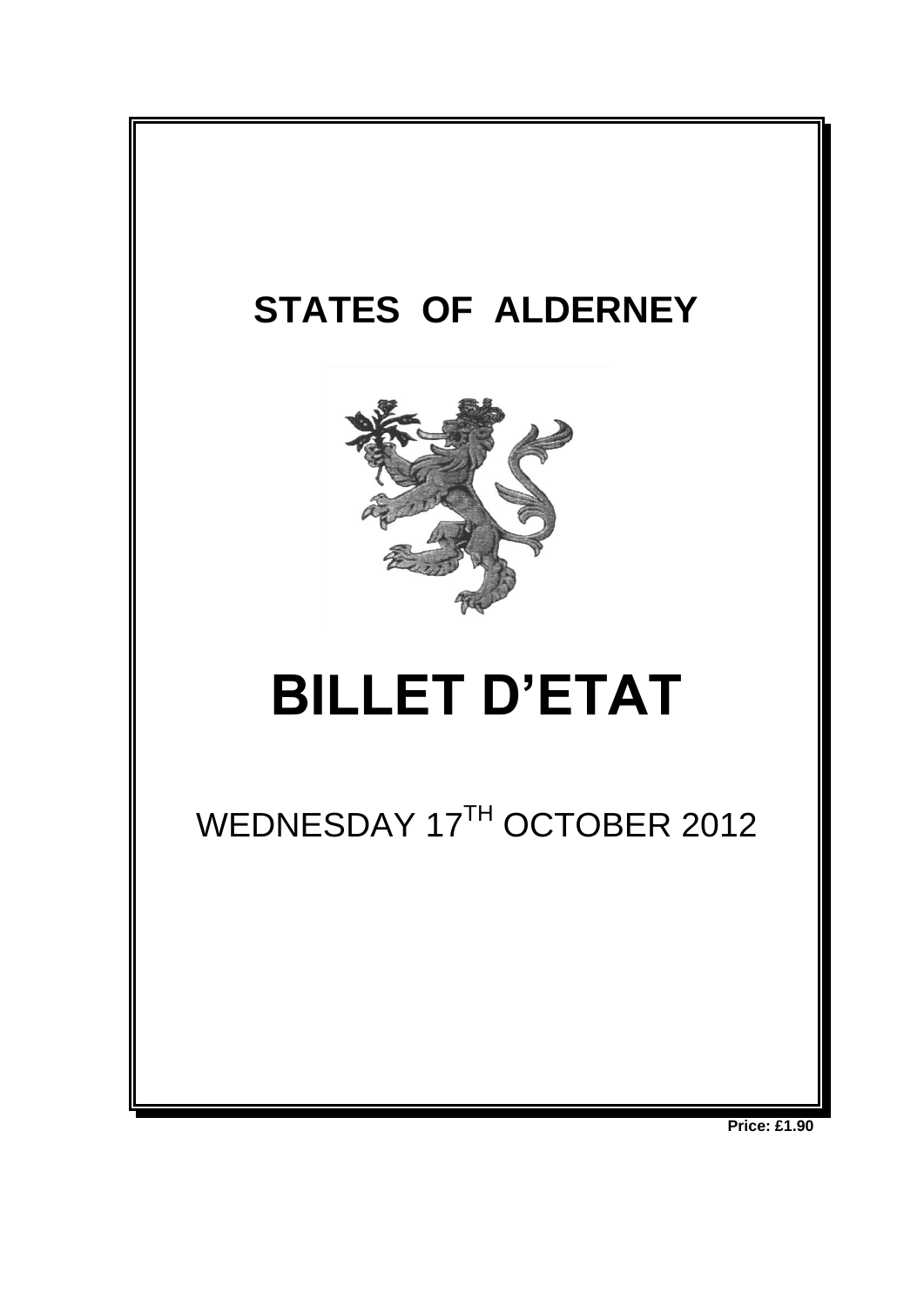# STATES OF ALDERNEY

# BILLET D'ETAT

WEDNESDAY 17$^{TH}$ OCTOBER 2012

**Price: £1.90**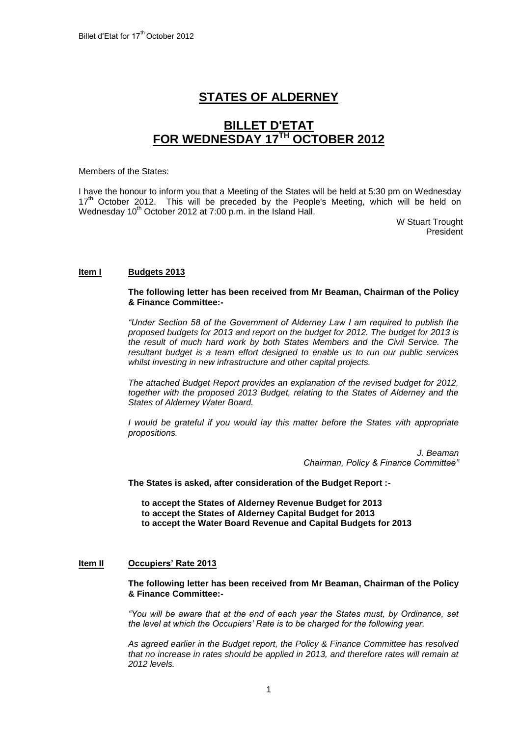# STATES OF ALDERNEY

# BILLET D'ETAT FOR WEDNESDAY 17TH OCTOBER 2012

Members of the States:

I have the honour to inform you that a Meeting of the States will be held at 5:30 pm on Wednesday 17th October 2012. This will be preceded by the People's Meeting, which will be held on Wednesday 10th October 2012 at 7:00 p.m. in the Island Hall.

W Stuart Trought
President

## Item I Budgets 2013

**The following letter has been received from Mr Beaman, Chairman of the Policy & Finance Committee:-**

*"Under Section 58 of the Government of Alderney Law I am required to publish the proposed budgets for 2013 and report on the budget for 2012. The budget for 2013 is the result of much hard work by both States Members and the Civil Service. The resultant budget is a team effort designed to enable us to run our public services whilst investing in new infrastructure and other capital projects.*

*The attached Budget Report provides an explanation of the revised budget for 2012, together with the proposed 2013 Budget, relating to the States of Alderney and the States of Alderney Water Board.*

*I would be grateful if you would lay this matter before the States with appropriate propositions.*

*J. Beaman*
*Chairman, Policy & Finance Committee"*

**The States is asked, after consideration of the Budget Report :-**

**to accept the States of Alderney Revenue Budget for 2013**
**to accept the States of Alderney Capital Budget for 2013**
**to accept the Water Board Revenue and Capital Budgets for 2013**

## Item II Occupiers' Rate 2013

**The following letter has been received from Mr Beaman, Chairman of the Policy & Finance Committee:-**

*"You will be aware that at the end of each year the States must, by Ordinance, set the level at which the Occupiers' Rate is to be charged for the following year.*

*As agreed earlier in the Budget report, the Policy & Finance Committee has resolved that no increase in rates should be applied in 2013, and therefore rates will remain at 2012 levels.*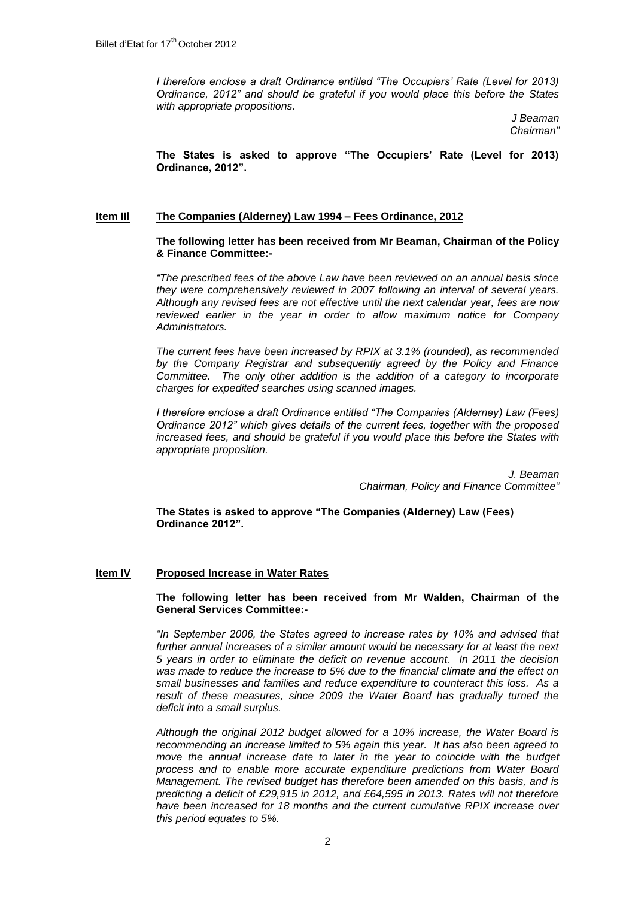*I therefore enclose a draft Ordinance entitled "The Occupiers' Rate (Level for 2013) Ordinance, 2012" and should be grateful if you would place this before the States with appropriate propositions.*

*J Beaman*
*Chairman"*

**The States is asked to approve "The Occupiers' Rate (Level for 2013) Ordinance, 2012".**

## Item III The Companies (Alderney) Law 1994 – Fees Ordinance, 2012

**The following letter has been received from Mr Beaman, Chairman of the Policy & Finance Committee:-**

*"The prescribed fees of the above Law have been reviewed on an annual basis since they were comprehensively reviewed in 2007 following an interval of several years. Although any revised fees are not effective until the next calendar year, fees are now reviewed earlier in the year in order to allow maximum notice for Company Administrators.*

*The current fees have been increased by RPIX at 3.1% (rounded), as recommended by the Company Registrar and subsequently agreed by the Policy and Finance Committee. The only other addition is the addition of a category to incorporate charges for expedited searches using scanned images.*

*I therefore enclose a draft Ordinance entitled "The Companies (Alderney) Law (Fees) Ordinance 2012" which gives details of the current fees, together with the proposed increased fees, and should be grateful if you would place this before the States with appropriate proposition.*

*J. Beaman*
*Chairman, Policy and Finance Committee"*

**The States is asked to approve "The Companies (Alderney) Law (Fees) Ordinance 2012".**

## Item IV Proposed Increase in Water Rates

**The following letter has been received from Mr Walden, Chairman of the General Services Committee:-**

*"In September 2006, the States agreed to increase rates by 10% and advised that further annual increases of a similar amount would be necessary for at least the next 5 years in order to eliminate the deficit on revenue account. In 2011 the decision was made to reduce the increase to 5% due to the financial climate and the effect on small businesses and families and reduce expenditure to counteract this loss. As a result of these measures, since 2009 the Water Board has gradually turned the deficit into a small surplus.*

*Although the original 2012 budget allowed for a 10% increase, the Water Board is recommending an increase limited to 5% again this year. It has also been agreed to move the annual increase date to later in the year to coincide with the budget process and to enable more accurate expenditure predictions from Water Board Management. The revised budget has therefore been amended on this basis, and is predicting a deficit of £29,915 in 2012, and £64,595 in 2013. Rates will not therefore have been increased for 18 months and the current cumulative RPIX increase over this period equates to 5%.*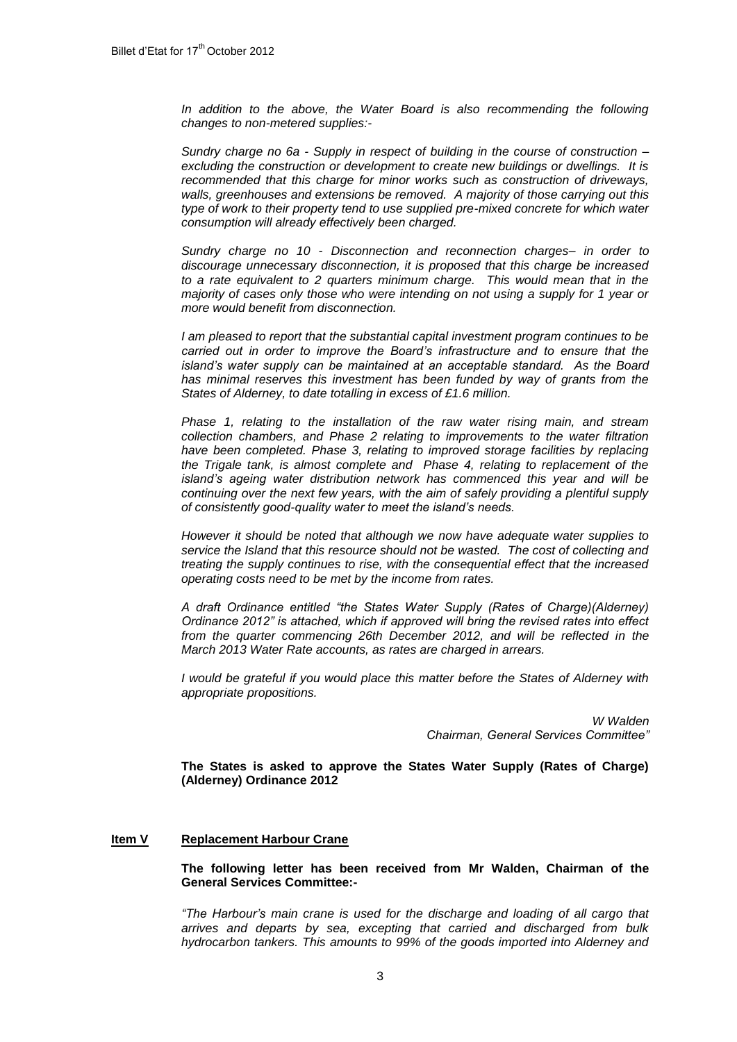*In addition to the above, the Water Board is also recommending the following changes to non-metered supplies:-*

*Sundry charge no 6a - Supply in respect of building in the course of construction – excluding the construction or development to create new buildings or dwellings. It is recommended that this charge for minor works such as construction of driveways, walls, greenhouses and extensions be removed. A majority of those carrying out this type of work to their property tend to use supplied pre-mixed concrete for which water consumption will already effectively been charged.*

*Sundry charge no 10 - Disconnection and reconnection charges– in order to discourage unnecessary disconnection, it is proposed that this charge be increased to a rate equivalent to 2 quarters minimum charge. This would mean that in the majority of cases only those who were intending on not using a supply for 1 year or more would benefit from disconnection.*

*I am pleased to report that the substantial capital investment program continues to be carried out in order to improve the Board's infrastructure and to ensure that the island's water supply can be maintained at an acceptable standard. As the Board has minimal reserves this investment has been funded by way of grants from the States of Alderney, to date totalling in excess of £1.6 million.*

*Phase 1, relating to the installation of the raw water rising main, and stream collection chambers, and Phase 2 relating to improvements to the water filtration have been completed. Phase 3, relating to improved storage facilities by replacing the Trigale tank, is almost complete and Phase 4, relating to replacement of the island's ageing water distribution network has commenced this year and will be continuing over the next few years, with the aim of safely providing a plentiful supply of consistently good-quality water to meet the island's needs.*

*However it should be noted that although we now have adequate water supplies to service the Island that this resource should not be wasted. The cost of collecting and treating the supply continues to rise, with the consequential effect that the increased operating costs need to be met by the income from rates.*

*A draft Ordinance entitled "the States Water Supply (Rates of Charge)(Alderney) Ordinance 2012" is attached, which if approved will bring the revised rates into effect from the quarter commencing 26th December 2012, and will be reflected in the March 2013 Water Rate accounts, as rates are charged in arrears.*

*I would be grateful if you would place this matter before the States of Alderney with appropriate propositions.*

*W Walden*
*Chairman, General Services Committee"*

**The States is asked to approve the States Water Supply (Rates of Charge) (Alderney) Ordinance 2012**

## Item V Replacement Harbour Crane

**The following letter has been received from Mr Walden, Chairman of the General Services Committee:-**

*"The Harbour's main crane is used for the discharge and loading of all cargo that arrives and departs by sea, excepting that carried and discharged from bulk hydrocarbon tankers. This amounts to 99% of the goods imported into Alderney and*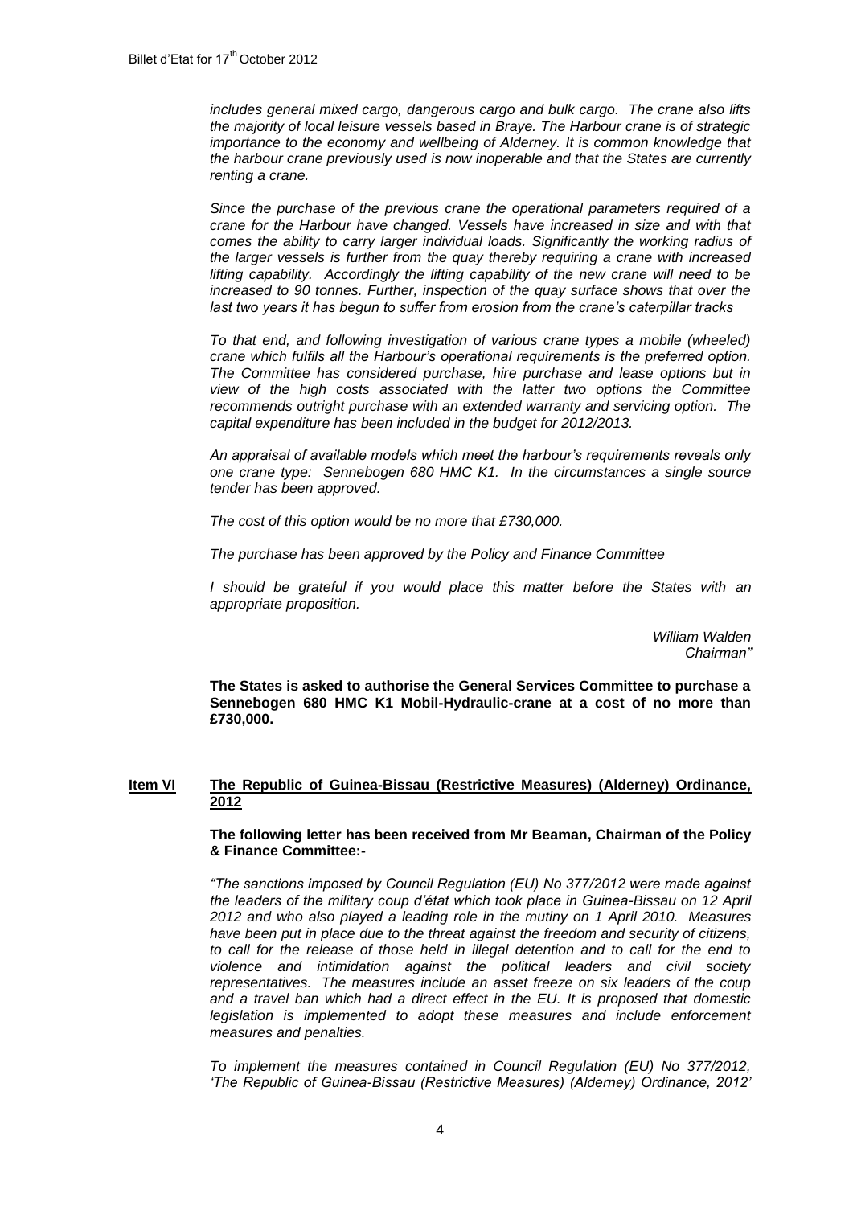*includes general mixed cargo, dangerous cargo and bulk cargo. The crane also lifts the majority of local leisure vessels based in Braye. The Harbour crane is of strategic importance to the economy and wellbeing of Alderney. It is common knowledge that the harbour crane previously used is now inoperable and that the States are currently renting a crane.*

*Since the purchase of the previous crane the operational parameters required of a crane for the Harbour have changed. Vessels have increased in size and with that comes the ability to carry larger individual loads. Significantly the working radius of the larger vessels is further from the quay thereby requiring a crane with increased lifting capability. Accordingly the lifting capability of the new crane will need to be increased to 90 tonnes. Further, inspection of the quay surface shows that over the last two years it has begun to suffer from erosion from the crane's caterpillar tracks*

*To that end, and following investigation of various crane types a mobile (wheeled) crane which fulfils all the Harbour's operational requirements is the preferred option. The Committee has considered purchase, hire purchase and lease options but in view of the high costs associated with the latter two options the Committee recommends outright purchase with an extended warranty and servicing option. The capital expenditure has been included in the budget for 2012/2013.*

*An appraisal of available models which meet the harbour's requirements reveals only one crane type: Sennebogen 680 HMC K1. In the circumstances a single source tender has been approved.*

*The cost of this option would be no more that £730,000.*

*The purchase has been approved by the Policy and Finance Committee*

*I should be grateful if you would place this matter before the States with an appropriate proposition.*

*William Walden*
*Chairman"*

**The States is asked to authorise the General Services Committee to purchase a Sennebogen 680 HMC K1 Mobil-Hydraulic-crane at a cost of no more than £730,000.**

## Item VI The Republic of Guinea-Bissau (Restrictive Measures) (Alderney) Ordinance, 2012

**The following letter has been received from Mr Beaman, Chairman of the Policy & Finance Committee:-**

*"The sanctions imposed by Council Regulation (EU) No 377/2012 were made against the leaders of the military coup d'état which took place in Guinea-Bissau on 12 April 2012 and who also played a leading role in the mutiny on 1 April 2010. Measures have been put in place due to the threat against the freedom and security of citizens, to call for the release of those held in illegal detention and to call for the end to violence and intimidation against the political leaders and civil society representatives. The measures include an asset freeze on six leaders of the coup and a travel ban which had a direct effect in the EU. It is proposed that domestic legislation is implemented to adopt these measures and include enforcement measures and penalties.*

*To implement the measures contained in Council Regulation (EU) No 377/2012, 'The Republic of Guinea-Bissau (Restrictive Measures) (Alderney) Ordinance, 2012'*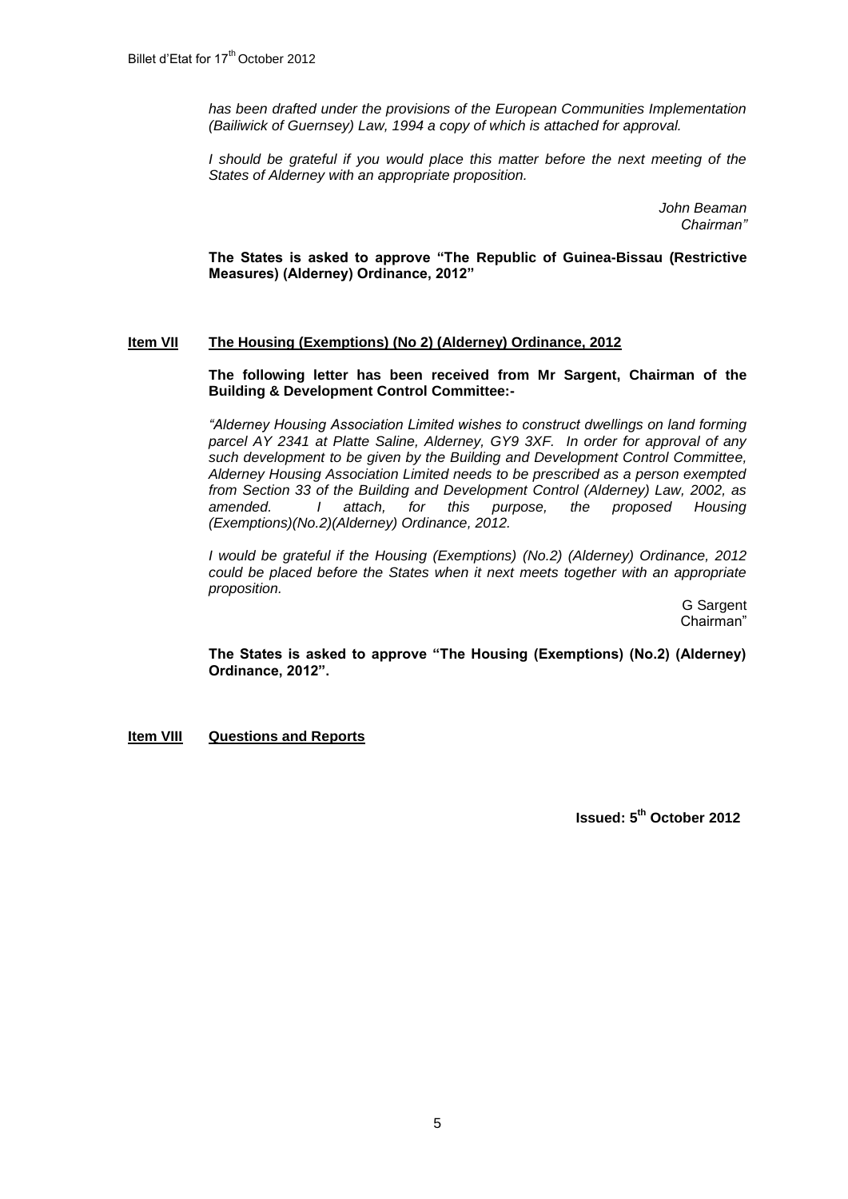*has been drafted under the provisions of the European Communities Implementation (Bailiwick of Guernsey) Law, 1994 a copy of which is attached for approval.*

*I should be grateful if you would place this matter before the next meeting of the States of Alderney with an appropriate proposition.*

*John Beaman*
*Chairman"*

**The States is asked to approve "The Republic of Guinea-Bissau (Restrictive Measures) (Alderney) Ordinance, 2012"**

**Item VII The Housing (Exemptions) (No 2) (Alderney) Ordinance, 2012**

**The following letter has been received from Mr Sargent, Chairman of the Building & Development Control Committee:-**

*"Alderney Housing Association Limited wishes to construct dwellings on land forming parcel AY 2341 at Platte Saline, Alderney, GY9 3XF. In order for approval of any such development to be given by the Building and Development Control Committee, Alderney Housing Association Limited needs to be prescribed as a person exempted from Section 33 of the Building and Development Control (Alderney) Law, 2002, as amended. I attach, for this purpose, the proposed Housing (Exemptions)(No.2)(Alderney) Ordinance, 2012.*

*I would be grateful if the Housing (Exemptions) (No.2) (Alderney) Ordinance, 2012 could be placed before the States when it next meets together with an appropriate proposition.*

G Sargent
Chairman"

**The States is asked to approve "The Housing (Exemptions) (No.2) (Alderney) Ordinance, 2012".**

**Item VIII Questions and Reports**

**Issued: 5th October 2012**